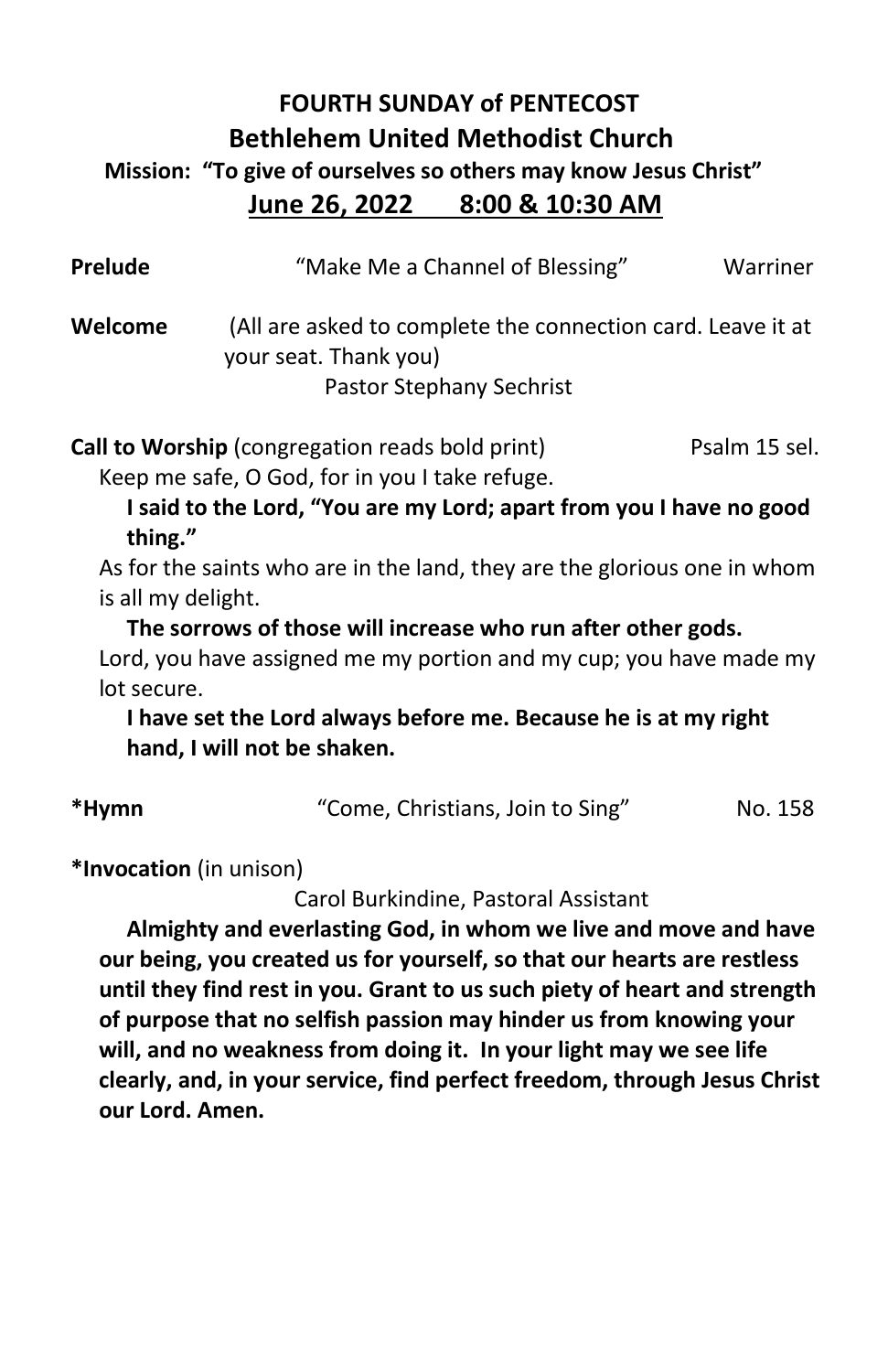# FOURTH SUNDAY of PENTECOST

## Bethlehem United Methodist Church

**Mission: "To give of ourselves so others may know Jesus Christ"**

**June 26, 2022 8:00 & 10:30 AM**

**Prelude** "Make Me a Channel of Blessing" Warriner

**Welcome** (All are asked to complete the connection card. Leave it at your seat. Thank you)

Pastor Stephany Sechrist

**Call to Worship** (congregation reads bold print) Psalm 15 sel.

Keep me safe, O God, for in you I take refuge.

**I said to the Lord, "You are my Lord; apart from you I have no good thing."**

As for the saints who are in the land, they are the glorious one in whom is all my delight.

**The sorrows of those will increase who run after other gods.**

Lord, you have assigned me my portion and my cup; you have made my lot secure.

**I have set the Lord always before me. Because he is at my right hand, I will not be shaken.**

**\*Hymn** "Come, Christians, Join to Sing" No. 158

**\*Invocation** (in unison)

Carol Burkindine, Pastoral Assistant

**Almighty and everlasting God, in whom we live and move and have our being, you created us for yourself, so that our hearts are restless until they find rest in you. Grant to us such piety of heart and strength of purpose that no selfish passion may hinder us from knowing your will, and no weakness from doing it. In your light may we see life clearly, and, in your service, find perfect freedom, through Jesus Christ our Lord. Amen.**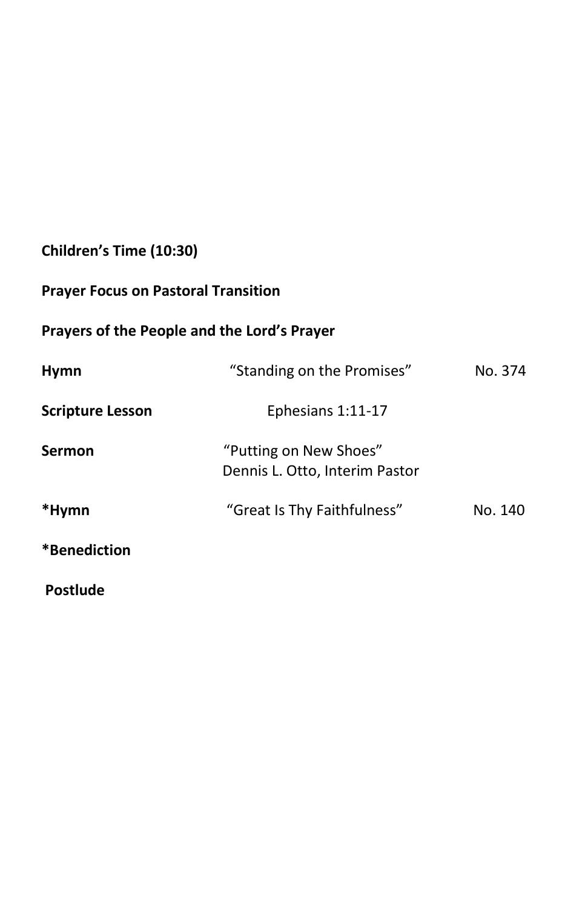**Children's Time (10:30)**

**Prayer Focus on Pastoral Transition**

**Prayers of the People and the Lord's Prayer**

| | | |
|---|---|---|
| **Hymn** | "Standing on the Promises" | No. 374 |
| **Scripture Lesson** | Ephesians 1:11-17 | |
| **Sermon** | "Putting on New Shoes"<br>Dennis L. Otto, Interim Pastor | |
| ***Hymn** | "Great Is Thy Faithfulness" | No. 140 |

***Benediction**

**Postlude**